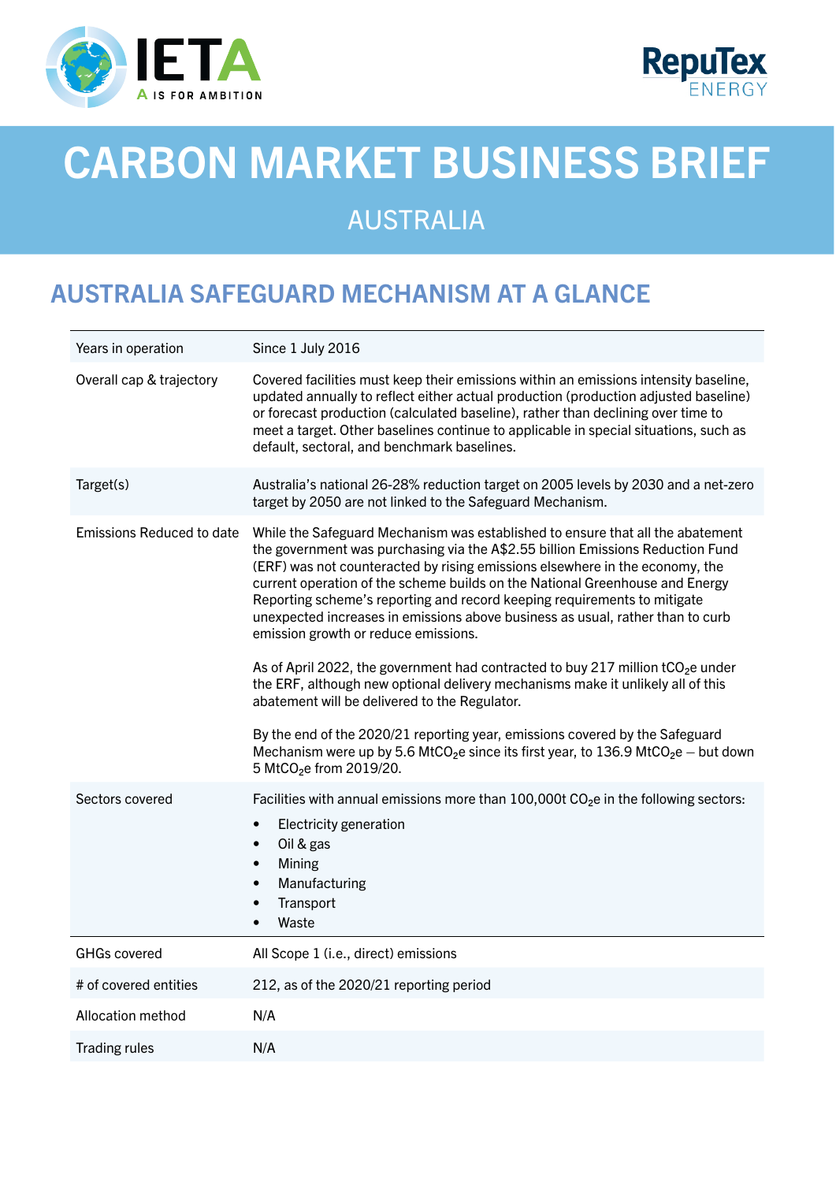# CARBON MARKET BUSINESS BRIEF

## AUSTRALIA

## AUSTRALIA SAFEGUARD MECHANISM AT A GLANCE

| | |
|---|---|
| Years in operation | Since 1 July 2016 |
| Overall cap & trajectory | Covered facilities must keep their emissions within an emissions intensity baseline, updated annually to reflect either actual production (production adjusted baseline) or forecast production (calculated baseline), rather than declining over time to meet a target. Other baselines continue to applicable in special situations, such as default, sectoral, and benchmark baselines. |
| Target(s) | Australia's national 26-28% reduction target on 2005 levels by 2030 and a net-zero target by 2050 are not linked to the Safeguard Mechanism. |
| Emissions Reduced to date | While the Safeguard Mechanism was established to ensure that all the abatement the government was purchasing via the A$2.55 billion Emissions Reduction Fund (ERF) was not counteracted by rising emissions elsewhere in the economy, the current operation of the scheme builds on the National Greenhouse and Energy Reporting scheme's reporting and record keeping requirements to mitigate unexpected increases in emissions above business as usual, rather than to curb emission growth or reduce emissions.<br><br>As of April 2022, the government had contracted to buy 217 million $tCO_2e$ under the ERF, although new optional delivery mechanisms make it unlikely all of this abatement will be delivered to the Regulator.<br><br>By the end of the 2020/21 reporting year, emissions covered by the Safeguard Mechanism were up by 5.6 $MtCO_2e$ since its first year, to 136.9 $MtCO_2e$ – but down 5 $MtCO_2e$ from 2019/20. |
| Sectors covered | Facilities with annual emissions more than 100,000t $CO_2e$ in the following sectors:<br>• Electricity generation<br>• Oil & gas<br>• Mining<br>• Manufacturing<br>• Transport<br>• Waste |
| GHGs covered | All Scope 1 (i.e., direct) emissions |
| # of covered entities | 212, as of the 2020/21 reporting period |
| Allocation method | N/A |
| Trading rules | N/A |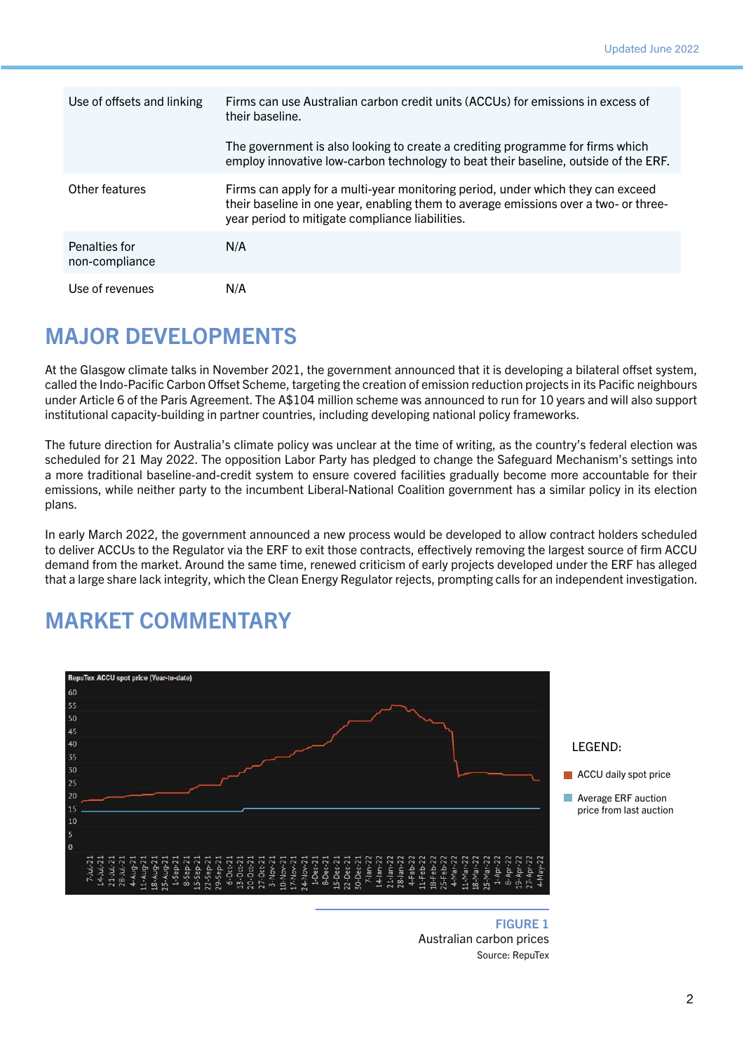| | |
|---|---|
| Use of offsets and linking | Firms can use Australian carbon credit units (ACCUs) for emissions in excess of their baseline.<br><br>The government is also looking to create a crediting programme for firms which employ innovative low-carbon technology to beat their baseline, outside of the ERF. |
| Other features | Firms can apply for a multi-year monitoring period, under which they can exceed their baseline in one year, enabling them to average emissions over a two- or three-year period to mitigate compliance liabilities. |
| Penalties for non-compliance | N/A |
| Use of revenues | N/A |

## MAJOR DEVELOPMENTS

At the Glasgow climate talks in November 2021, the government announced that it is developing a bilateral offset system, called the Indo-Pacific Carbon Offset Scheme, targeting the creation of emission reduction projects in its Pacific neighbours under Article 6 of the Paris Agreement. The A$104 million scheme was announced to run for 10 years and will also support institutional capacity-building in partner countries, including developing national policy frameworks.

The future direction for Australia's climate policy was unclear at the time of writing, as the country's federal election was scheduled for 21 May 2022. The opposition Labor Party has pledged to change the Safeguard Mechanism's settings into a more traditional baseline-and-credit system to ensure covered facilities gradually become more accountable for their emissions, while neither party to the incumbent Liberal-National Coalition government has a similar policy in its election plans.

In early March 2022, the government announced a new process would be developed to allow contract holders scheduled to deliver ACCUs to the Regulator via the ERF to exit those contracts, effectively removing the largest source of firm ACCU demand from the market. Around the same time, renewed criticism of early projects developed under the ERF has alleged that a large share lack integrity, which the Clean Energy Regulator rejects, prompting calls for an independent investigation.

## MARKET COMMENTARY

RepuTex ACCU spot price (Year-to-date)

LEGEND:

- ACCU daily spot price
- Average ERF auction price from last auction

**FIGURE 1**
Australian carbon prices
Source: RepuTex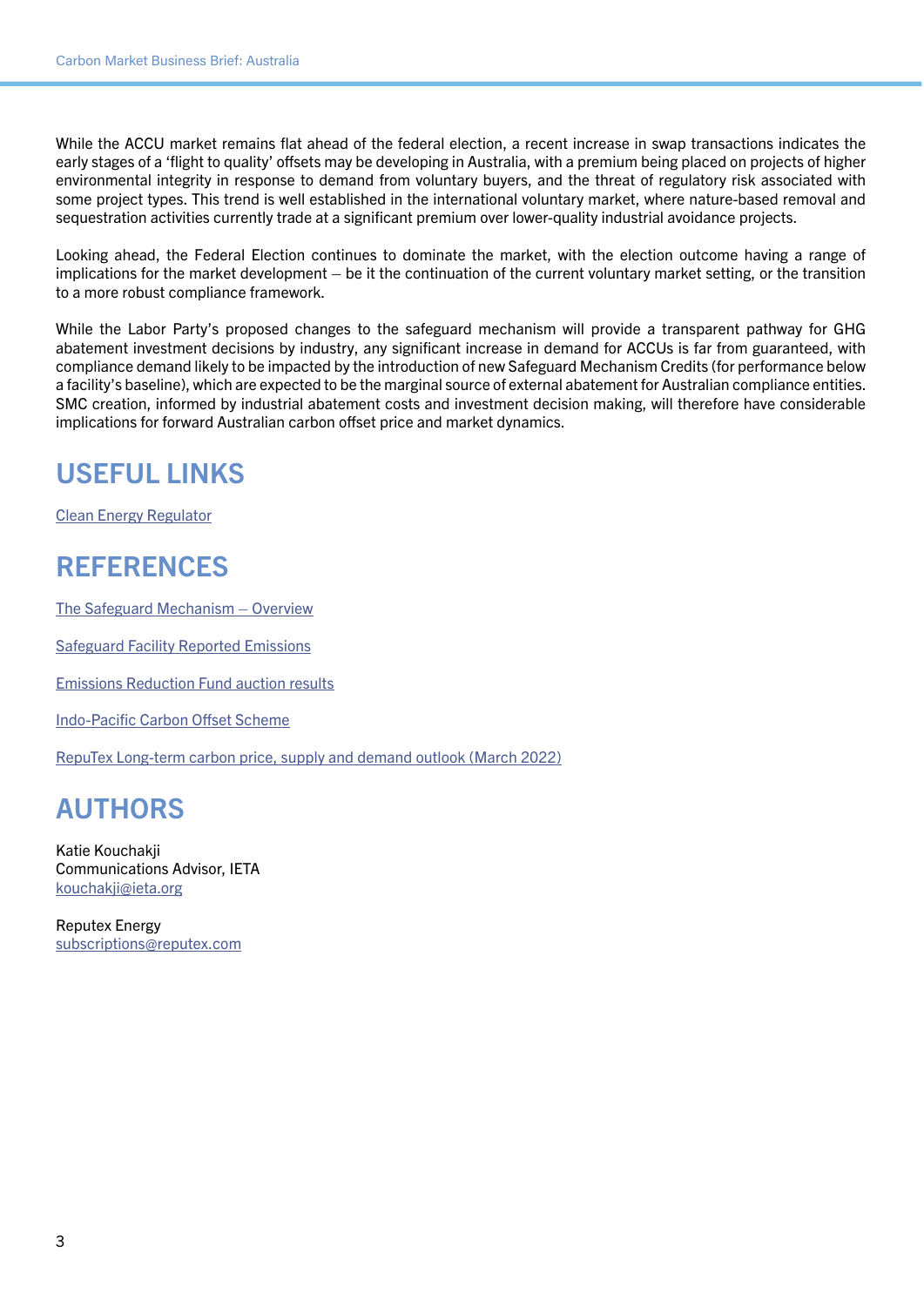While the ACCU market remains flat ahead of the federal election, a recent increase in swap transactions indicates the early stages of a 'flight to quality' offsets may be developing in Australia, with a premium being placed on projects of higher environmental integrity in response to demand from voluntary buyers, and the threat of regulatory risk associated with some project types. This trend is well established in the international voluntary market, where nature-based removal and sequestration activities currently trade at a significant premium over lower-quality industrial avoidance projects.

Looking ahead, the Federal Election continues to dominate the market, with the election outcome having a range of implications for the market development – be it the continuation of the current voluntary market setting, or the transition to a more robust compliance framework.

While the Labor Party's proposed changes to the safeguard mechanism will provide a transparent pathway for GHG abatement investment decisions by industry, any significant increase in demand for ACCUs is far from guaranteed, with compliance demand likely to be impacted by the introduction of new Safeguard Mechanism Credits (for performance below a facility's baseline), which are expected to be the marginal source of external abatement for Australian compliance entities. SMC creation, informed by industrial abatement costs and investment decision making, will therefore have considerable implications for forward Australian carbon offset price and market dynamics.

## USEFUL LINKS

Clean Energy Regulator

## REFERENCES

The Safeguard Mechanism – Overview

Safeguard Facility Reported Emissions

Emissions Reduction Fund auction results

Indo-Pacific Carbon Offset Scheme

RepuTex Long-term carbon price, supply and demand outlook (March 2022)

## AUTHORS

Katie Kouchakji
Communications Advisor, IETA
kouchakji@ieta.org

Reputex Energy
subscriptions@reputex.com